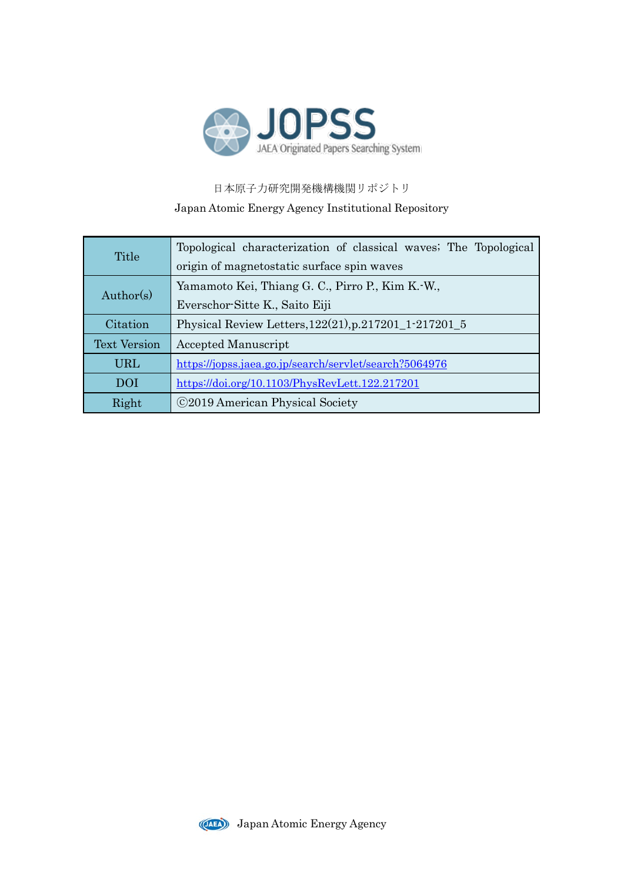JOPSS

JAEA Originated Papers Searching System

日本原子力研究開発機構機関リポジトリ

Japan Atomic Energy Agency Institutional Repository

| | |
|---|---|
| Title | Topological characterization of classical waves; The Topological origin of magnetostatic surface spin waves |
| Author(s) | Yamamoto Kei, Thiang G. C., Pirro P., Kim K.-W., Everschor-Sitte K., Saito Eiji |
| Citation | Physical Review Letters,122(21),p.217201_1-217201_5 |
| Text Version | Accepted Manuscript |
| URL | https://jopss.jaea.go.jp/search/servlet/search?5064976 |
| DOI | https://doi.org/10.1103/PhysRevLett.122.217201 |
| Right | ©2019 American Physical Society |

Japan Atomic Energy Agency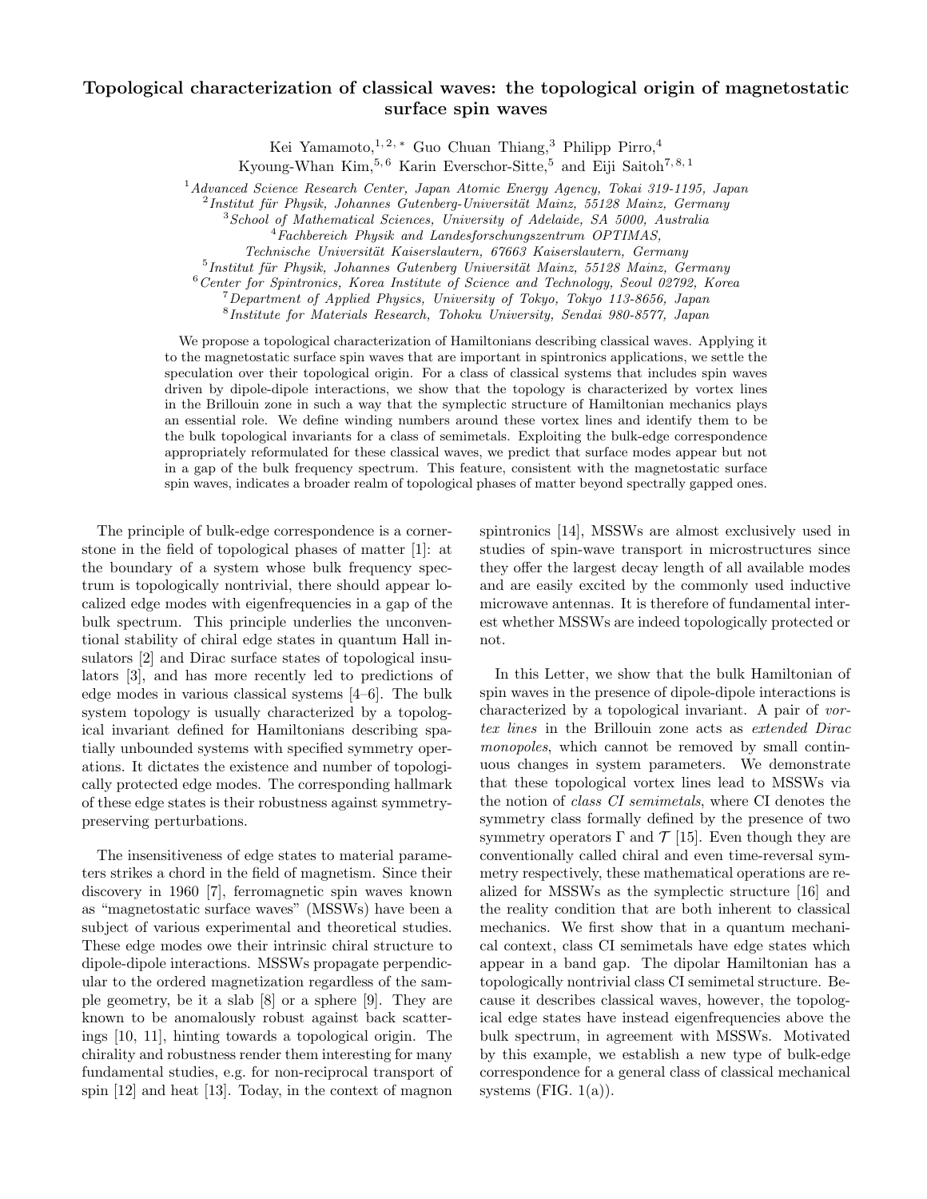# Topological characterization of classical waves: the topological origin of magnetostatic surface spin waves

Kei Yamamoto,[1,2,*] Guo Chuan Thiang,[3] Philipp Pirro,[4] Kyoung-Whan Kim,[5,6] Karin Everschor-Sitte,[5] and Eiji Saitoh[7,8,1]

[1] *Advanced Science Research Center, Japan Atomic Energy Agency, Tokai 319-1195, Japan*
[2] *Institut für Physik, Johannes Gutenberg-Universität Mainz, 55128 Mainz, Germany*
[3] *School of Mathematical Sciences, University of Adelaide, SA 5000, Australia*
[4] *Fachbereich Physik and Landesforschungszentrum OPTIMAS, Technische Universität Kaiserslautern, 67663 Kaiserslautern, Germany*
[5] *Institut für Physik, Johannes Gutenberg Universität Mainz, 55128 Mainz, Germany*
[6] *Center for Spintronics, Korea Institute of Science and Technology, Seoul 02792, Korea*
[7] *Department of Applied Physics, University of Tokyo, Tokyo 113-8656, Japan*
[8] *Institute for Materials Research, Tohoku University, Sendai 980-8577, Japan*

We propose a topological characterization of Hamiltonians describing classical waves. Applying it to the magnetostatic surface spin waves that are important in spintronics applications, we settle the speculation over their topological origin. For a class of classical systems that includes spin waves driven by dipole-dipole interactions, we show that the topology is characterized by vortex lines in the Brillouin zone in such a way that the symplectic structure of Hamiltonian mechanics plays an essential role. We define winding numbers around these vortex lines and identify them to be the bulk topological invariants for a class of semimetals. Exploiting the bulk-edge correspondence appropriately reformulated for these classical waves, we predict that surface modes appear but not in a gap of the bulk frequency spectrum. This feature, consistent with the magnetostatic surface spin waves, indicates a broader realm of topological phases of matter beyond spectrally gapped ones.

The principle of bulk-edge correspondence is a cornerstone in the field of topological phases of matter [1]: at the boundary of a system whose bulk frequency spectrum is topologically nontrivial, there should appear localized edge modes with eigenfrequencies in a gap of the bulk spectrum. This principle underlies the unconventional stability of chiral edge states in quantum Hall insulators [2] and Dirac surface states of topological insulators [3], and has more recently led to predictions of edge modes in various classical systems [4–6]. The bulk system topology is usually characterized by a topological invariant defined for Hamiltonians describing spatially unbounded systems with specified symmetry operations. It dictates the existence and number of topologically protected edge modes. The corresponding hallmark of these edge states is their robustness against symmetry-preserving perturbations.

The insensitiveness of edge states to material parameters strikes a chord in the field of magnetism. Since their discovery in 1960 [7], ferromagnetic spin waves known as "magnetostatic surface waves" (MSSWs) have been a subject of various experimental and theoretical studies. These edge modes owe their intrinsic chiral structure to dipole-dipole interactions. MSSWs propagate perpendicular to the ordered magnetization regardless of the sample geometry, be it a slab [8] or a sphere [9]. They are known to be anomalously robust against back scatterings [10, 11], hinting towards a topological origin. The chirality and robustness render them interesting for many fundamental studies, e.g. for non-reciprocal transport of spin [12] and heat [13]. Today, in the context of magnon spintronics [14], MSSWs are almost exclusively used in studies of spin-wave transport in microstructures since they offer the largest decay length of all available modes and are easily excited by the commonly used inductive microwave antennas. It is therefore of fundamental interest whether MSSWs are indeed topologically protected or not.

In this Letter, we show that the bulk Hamiltonian of spin waves in the presence of dipole-dipole interactions is characterized by a topological invariant. A pair of *vortex lines* in the Brillouin zone acts as *extended Dirac monopoles*, which cannot be removed by small continuous changes in system parameters. We demonstrate that these topological vortex lines lead to MSSWs via the notion of *class CI semimetals*, where CI denotes the symmetry class formally defined by the presence of two symmetry operators $\Gamma$ and $\mathcal{T}$ [15]. Even though they are conventionally called chiral and even time-reversal symmetry respectively, these mathematical operations are realized for MSSWs as the symplectic structure [16] and the reality condition that are both inherent to classical mechanics. We first show that in a quantum mechanical context, class CI semimetals have edge states which appear in a band gap. The dipolar Hamiltonian has a topologically nontrivial class CI semimetal structure. Because it describes classical waves, however, the topological edge states have instead eigenfrequencies above the bulk spectrum, in agreement with MSSWs. Motivated by this example, we establish a new type of bulk-edge correspondence for a general class of classical mechanical systems (FIG. 1(a)).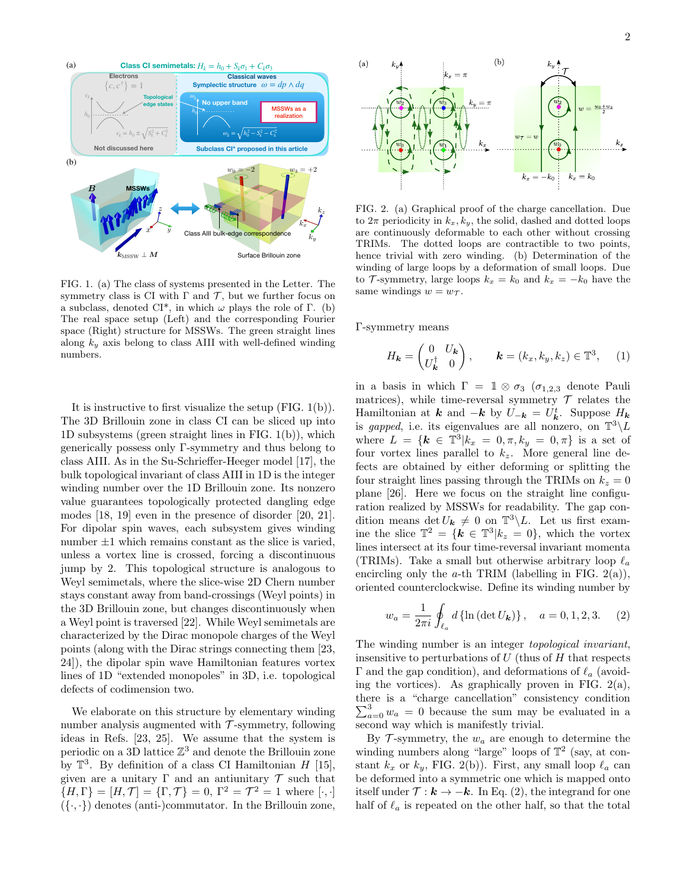FIG. 1. (a) The class of systems presented in the Letter. The symmetry class is CI with $\Gamma$ and $\mathcal{T}$, but we further focus on a subclass, denoted CI*, in which $\omega$ plays the role of $\Gamma$. (b) The real space setup (Left) and the corresponding Fourier space (Right) structure for MSSWs. The green straight lines along $k_y$ axis belong to class AIII with well-defined winding numbers.

It is instructive to first visualize the setup (FIG. 1(b)). The 3D Brillouin zone in class CI can be sliced up into 1D subsystems (green straight lines in FIG. 1(b)), which generically possess only $\Gamma$-symmetry and thus belong to class AIII. As in the Su-Schrieffer-Heeger model [17], the bulk topological invariant of class AIII in 1D is the integer winding number over the 1D Brillouin zone. Its nonzero value guarantees topologically protected dangling edge modes [18, 19] even in the presence of disorder [20, 21]. For dipolar spin waves, each subsystem gives winding number $\pm 1$ which remains constant as the slice is varied, unless a vortex line is crossed, forcing a discontinuous jump by 2. This topological structure is analogous to Weyl semimetals, where the slice-wise 2D Chern number stays constant away from band-crossings (Weyl points) in the 3D Brillouin zone, but changes discontinuously when a Weyl point is traversed [22]. While Weyl semimetals are characterized by the Dirac monopole charges of the Weyl points (along with the Dirac strings connecting them [23, 24]), the dipolar spin wave Hamiltonian features vortex lines of 1D "extended monopoles" in 3D, i.e. topological defects of codimension two.

We elaborate on this structure by elementary winding number analysis augmented with $\mathcal{T}$-symmetry, following ideas in Refs. [23, 25]. We assume that the system is periodic on a 3D lattice $\mathbb{Z}^3$ and denote the Brillouin zone by $\mathbb{T}^3$. By definition of a class CI Hamiltonian $H$ [15], given are a unitary $\Gamma$ and an antiunitary $\mathcal{T}$ such that $\{H, \Gamma\} = [H, \mathcal{T}] = \{\Gamma, \mathcal{T}\} = 0$, $\Gamma^2 = \mathcal{T}^2 = 1$ where $[\cdot, \cdot]$ ($\{\cdot, \cdot\}$) denotes (anti-)commutator. In the Brillouin zone,

FIG. 2. (a) Graphical proof of the charge cancellation. Due to $2\pi$ periodicity in $k_x, k_y$, the solid, dashed and dotted loops are continuously deformable to each other without crossing TRIMs. The dotted loops are contractible to two points, hence trivial with zero winding. (b) Determination of the winding of large loops by a deformation of small loops. Due to $\mathcal{T}$-symmetry, large loops $k_x = k_0$ and $k_x = -k_0$ have the same windings $w = w_{\mathcal{T}}$.

$\Gamma$-symmetry means

$$H_{\boldsymbol{k}} = \begin{pmatrix} 0 & U_{\boldsymbol{k}} \\ U_{\boldsymbol{k}}^{\dagger} & 0 \end{pmatrix}, \qquad \boldsymbol{k} = (k_x, k_y, k_z) \in \mathbb{T}^3, \tag{1}$$

in a basis in which $\Gamma = \mathbb{1} \otimes \sigma_3$ ($\sigma_{1,2,3}$ denote Pauli matrices), while time-reversal symmetry $\mathcal{T}$ relates the Hamiltonian at $\boldsymbol{k}$ and $-\boldsymbol{k}$ by $U_{-\boldsymbol{k}} = U_{\boldsymbol{k}}^{t}$. Suppose $H_{\boldsymbol{k}}$ is *gapped*, i.e. its eigenvalues are all nonzero, on $\mathbb{T}^3 \backslash L$ where $L = \{\boldsymbol{k} \in \mathbb{T}^3 | k_x = 0, \pi, k_y = 0, \pi\}$ is a set of four vortex lines parallel to $k_z$. More general line defects are obtained by either deforming or splitting the four straight lines passing through the TRIMs on $k_z = 0$ plane [26]. Here we focus on the straight line configuration realized by MSSWs for readability. The gap condition means $\det U_{\boldsymbol{k}} \neq 0$ on $\mathbb{T}^3 \backslash L$. Let us first examine the slice $\mathbb{T}^2 = \{\boldsymbol{k} \in \mathbb{T}^3 | k_z = 0\}$, which the vortex lines intersect at its four time-reversal invariant momenta (TRIMs). Take a small but otherwise arbitrary loop $\ell_a$ encircling only the $a$-th TRIM (labelling in FIG. 2(a)), oriented counterclockwise. Define its winding number by

$$w_a = \frac{1}{2\pi i} \oint_{\ell_a} d\left\{\ln\left(\det U_{\boldsymbol{k}}\right)\right\}, \quad a = 0, 1, 2, 3. \tag{2}$$

The winding number is an integer *topological invariant*, insensitive to perturbations of $U$ (thus of $H$ that respects $\Gamma$ and the gap condition), and deformations of $\ell_a$ (avoiding the vortices). As graphically proven in FIG. 2(a), there is a "charge cancellation" consistency condition $\sum_{a=0}^{3} w_a = 0$ because the sum may be evaluated in a second way which is manifestly trivial.

By $\mathcal{T}$-symmetry, the $w_a$ are enough to determine the winding numbers along "large" loops of $\mathbb{T}^2$ (say, at constant $k_x$ or $k_y$, FIG. 2(b)). First, any small loop $\ell_a$ can be deformed into a symmetric one which is mapped onto itself under $\mathcal{T} : \boldsymbol{k} \to -\boldsymbol{k}$. In Eq. (2), the integrand for one half of $\ell_a$ is repeated on the other half, so that the total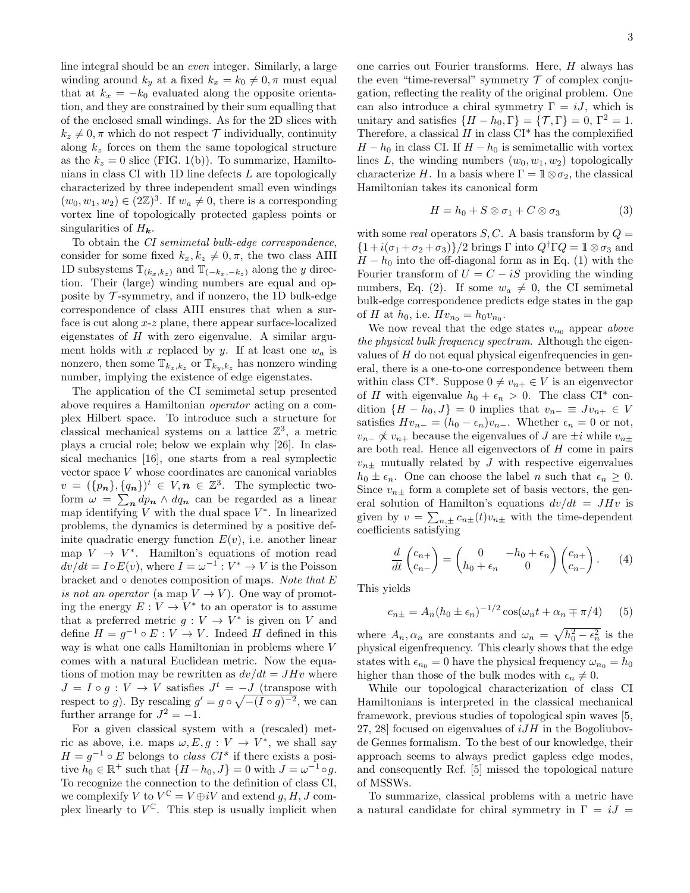line integral should be an *even* integer. Similarly, a large winding around $k_y$ at a fixed $k_x = k_0 \neq 0, \pi$ must equal that at $k_x = -k_0$ evaluated along the opposite orientation, and they are constrained by their sum equalling that of the enclosed small windings. As for the 2D slices with $k_z \neq 0, \pi$ which do not respect $\mathcal{T}$ individually, continuity along $k_z$ forces on them the same topological structure as the $k_z = 0$ slice (FIG. 1(b)). To summarize, Hamiltonians in class CI with 1D line defects $L$ are topologically characterized by three independent small even windings $(w_0, w_1, w_2) \in (2\mathbb{Z})^3$. If $w_a \neq 0$, there is a corresponding vortex line of topologically protected gapless points or singularities of $H_{\boldsymbol{k}}$.

To obtain the *CI semimetal bulk-edge correspondence*, consider for some fixed $k_x, k_z \neq 0, \pi$, the two class AIII 1D subsystems $\mathbb{T}_{(k_x,k_z)}$ and $\mathbb{T}_{(-k_x,-k_z)}$ along the $y$ direction. Their (large) winding numbers are equal and opposite by $\mathcal{T}$-symmetry, and if nonzero, the 1D bulk-edge correspondence of class AIII ensures that when a surface is cut along $x$-$z$ plane, there appear surface-localized eigenstates of $H$ with zero eigenvalue. A similar argument holds with $x$ replaced by $y$. If at least one $w_a$ is nonzero, then some $\mathbb{T}_{k_x,k_z}$ or $\mathbb{T}_{k_y,k_z}$ has nonzero winding number, implying the existence of edge eigenstates.

The application of the CI semimetal setup presented above requires a Hamiltonian *operator* acting on a complex Hilbert space. To introduce such a structure for classical mechanical systems on a lattice $\mathbb{Z}^3$, a metric plays a crucial role; below we explain why [26]. In classical mechanics [16], one starts from a real symplectic vector space $V$ whose coordinates are canonical variables $v = (\{p_{\boldsymbol{n}}\}, \{q_{\boldsymbol{n}}\})^t \in V, \boldsymbol{n} \in \mathbb{Z}^3$. The symplectic two-form $\omega = \sum_{\boldsymbol{n}} dp_{\boldsymbol{n}} \wedge dq_{\boldsymbol{n}}$ can be regarded as a linear map identifying $V$ with the dual space $V^*$. In linearized problems, the dynamics is determined by a positive definite quadratic energy function $E(v)$, i.e. another linear map $V \to V^*$. Hamilton's equations of motion read $dv/dt = I \circ E(v)$, where $I = \omega^{-1} : V^* \to V$ is the Poisson bracket and $\circ$ denotes composition of maps. *Note that $E$ is not an operator* (a map $V \to V$). One way of promoting the energy $E : V \to V^*$ to an operator is to assume that a preferred metric $g : V \to V^*$ is given on $V$ and define $H = g^{-1} \circ E : V \to V$. Indeed $H$ defined in this way is what one calls Hamiltonian in problems where $V$ comes with a natural Euclidean metric. Now the equations of motion may be rewritten as $dv/dt = JHv$ where $J = I \circ g : V \to V$ satisfies $J^t = -J$ (transpose with respect to $g$). By rescaling $g' = g \circ \sqrt{-(I \circ g)^{-2}}$, we can further arrange for $J^2 = -1$.

For a given classical system with a (rescaled) metric as above, i.e. maps $\omega, E, g : V \to V^*$, we shall say $H = g^{-1} \circ E$ belongs to *class CI\** if there exists a positive $h_0 \in \mathbb{R}^+$ such that $\{H - h_0, J\} = 0$ with $J = \omega^{-1} \circ g$. To recognize the connection to the definition of class CI, we complexify $V$ to $V^{\mathbb{C}} = V \oplus iV$ and extend $g, H, J$ complex linearly to $V^{\mathbb{C}}$. This step is usually implicit when one carries out Fourier transforms. Here, $H$ always has the even "time-reversal" symmetry $\mathcal{T}$ of complex conjugation, reflecting the reality of the original problem. One can also introduce a chiral symmetry $\Gamma = iJ$, which is unitary and satisfies $\{H - h_0, \Gamma\} = \{\mathcal{T}, \Gamma\} = 0$, $\Gamma^2 = 1$. Therefore, a classical $H$ in class CI\* has the complexified $H - h_0$ in class CI. If $H - h_0$ is semimetallic with vortex lines $L$, the winding numbers $(w_0, w_1, w_2)$ topologically characterize $H$. In a basis where $\Gamma = \mathbb{1} \otimes \sigma_2$, the classical Hamiltonian takes its canonical form

$$H = h_0 + S \otimes \sigma_1 + C \otimes \sigma_3 \tag{3}$$

with some *real* operators $S, C$. A basis transform by $Q = \{1 + i(\sigma_1 + \sigma_2 + \sigma_3)\}/2$ brings $\Gamma$ into $Q^\dagger \Gamma Q = \mathbb{1} \otimes \sigma_3$ and $H - h_0$ into the off-diagonal form as in Eq. (1) with the Fourier transform of $U = C - iS$ providing the winding numbers, Eq. (2). If some $w_a \neq 0$, the CI semimetal bulk-edge correspondence predicts edge states in the gap of $H$ at $h_0$, i.e. $Hv_{n_0} = h_0 v_{n_0}$.

We now reveal that the edge states $v_{n_0}$ appear *above the physical bulk frequency spectrum*. Although the eigenvalues of $H$ do not equal physical eigenfrequencies in general, there is a one-to-one correspondence between them within class CI\*. Suppose $0 \neq v_{n+} \in V$ is an eigenvector of $H$ with eigenvalue $h_0 + \epsilon_n > 0$. The class CI\* condition $\{H - h_0, J\} = 0$ implies that $v_{n-} \equiv Jv_{n+} \in V$ satisfies $Hv_{n-} = (h_0 - \epsilon_n)v_{n-}$. Whether $\epsilon_n = 0$ or not, $v_{n-} \not\propto v_{n+}$ because the eigenvalues of $J$ are $\pm i$ while $v_{n\pm}$ are both real. Hence all eigenvectors of $H$ come in pairs $v_{n\pm}$ mutually related by $J$ with respective eigenvalues $h_0 \pm \epsilon_n$. One can choose the label $n$ such that $\epsilon_n \geq 0$. Since $v_{n\pm}$ form a complete set of basis vectors, the general solution of Hamilton's equations $dv/dt = JHv$ is given by $v = \sum_{n,\pm} c_{n\pm}(t) v_{n\pm}$ with the time-dependent coefficients satisfying

$$\frac{d}{dt}\begin{pmatrix} c_{n+} \\ c_{n-} \end{pmatrix} = \begin{pmatrix} 0 & -h_0 + \epsilon_n \\ h_0 + \epsilon_n & 0 \end{pmatrix} \begin{pmatrix} c_{n+} \\ c_{n-} \end{pmatrix}. \tag{4}$$

This yields

$$c_{n\pm} = A_n (h_0 \pm \epsilon_n)^{-1/2} \cos(\omega_n t + \alpha_n \mp \pi/4) \tag{5}$$

where $A_n, \alpha_n$ are constants and $\omega_n = \sqrt{h_0^2 - \epsilon_n^2}$ is the physical eigenfrequency. This clearly shows that the edge states with $\epsilon_{n_0} = 0$ have the physical frequency $\omega_{n_0} = h_0$ higher than those of the bulk modes with $\epsilon_n \neq 0$.

While our topological characterization of class CI Hamiltonians is interpreted in the classical mechanical framework, previous studies of topological spin waves [5, 27, 28] focused on eigenvalues of $iJH$ in the Bogoliubov-de Gennes formalism. To the best of our knowledge, their approach seems to always predict gapless edge modes, and consequently Ref. [5] missed the topological nature of MSSWs.

To summarize, classical problems with a metric have a natural candidate for chiral symmetry in $\Gamma = iJ =$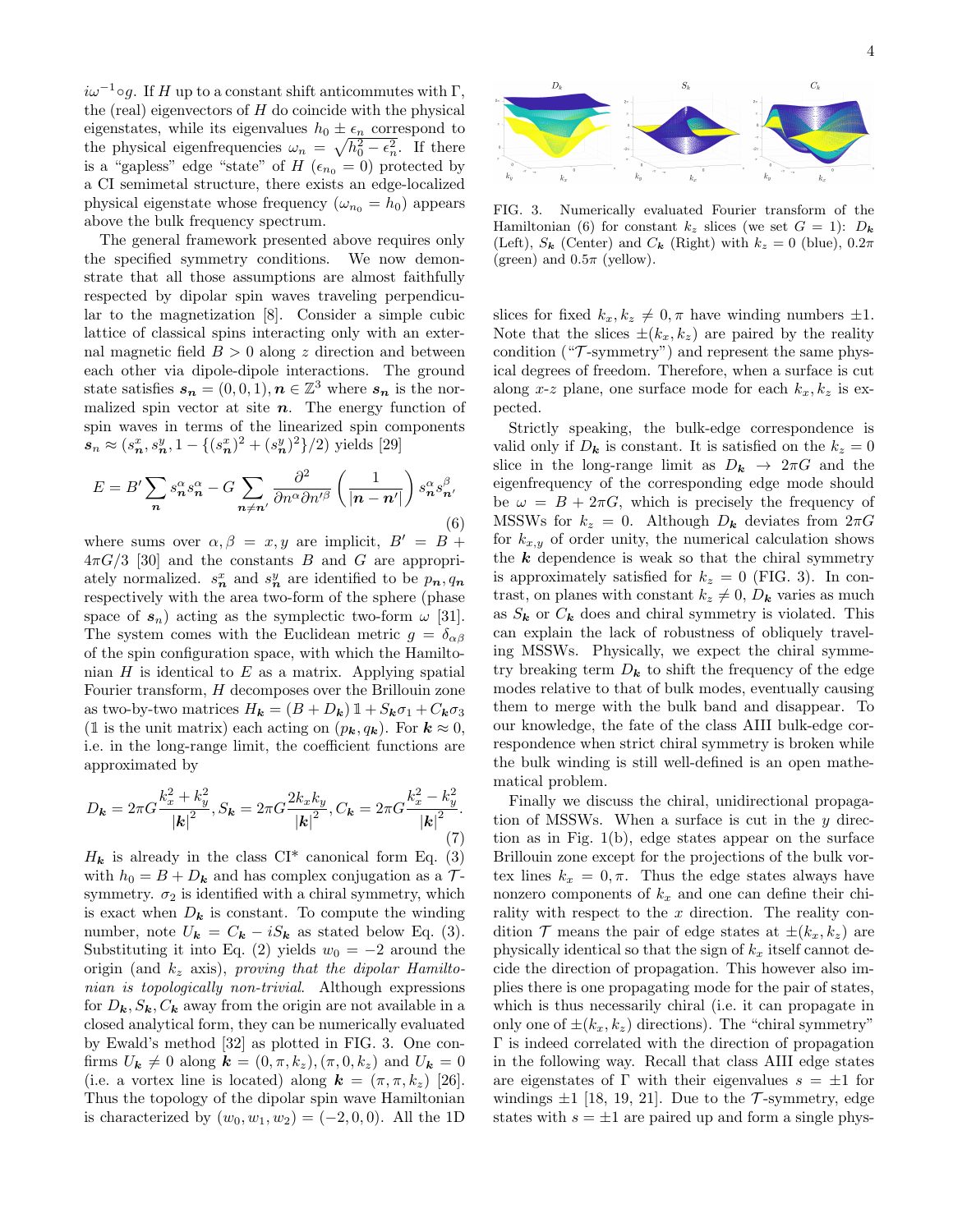$i\omega^{-1}\circ g$. If $H$ up to a constant shift anticommutes with $\Gamma$, the (real) eigenvectors of $H$ do coincide with the physical eigenstates, while its eigenvalues $h_0 \pm \epsilon_n$ correspond to the physical eigenfrequencies $\omega_n = \sqrt{h_0^2 - \epsilon_n^2}$. If there is a "gapless" edge "state" of $H$ ($\epsilon_{n_0} = 0$) protected by a CI semimetal structure, there exists an edge-localized physical eigenstate whose frequency ($\omega_{n_0} = h_0$) appears above the bulk frequency spectrum.

The general framework presented above requires only the specified symmetry conditions. We now demonstrate that all those assumptions are almost faithfully respected by dipolar spin waves traveling perpendicular to the magnetization [8]. Consider a simple cubic lattice of classical spins interacting only with an external magnetic field $B > 0$ along $z$ direction and between each other via dipole-dipole interactions. The ground state satisfies $\boldsymbol{s_n} = (0, 0, 1), \boldsymbol{n} \in \mathbb{Z}^3$ where $\boldsymbol{s_n}$ is the normalized spin vector at site $\boldsymbol{n}$. The energy function of spin waves in terms of the linearized spin components $\boldsymbol{s}_n \approx (s_{\boldsymbol{n}}^x, s_{\boldsymbol{n}}^y, 1 - \{(s_{\boldsymbol{n}}^x)^2 + (s_{\boldsymbol{n}}^y)^2\}/2)$ yields [29]

$$E = B' \sum_{\boldsymbol{n}} s_{\boldsymbol{n}}^\alpha s_{\boldsymbol{n}}^\alpha - G \sum_{\boldsymbol{n} \neq \boldsymbol{n}'} \frac{\partial^2}{\partial n^\alpha \partial n'^\beta} \left( \frac{1}{|\boldsymbol{n} - \boldsymbol{n}'|} \right) s_{\boldsymbol{n}}^\alpha s_{\boldsymbol{n}'}^\beta \tag{6}$$

where sums over $\alpha, \beta = x, y$ are implicit, $B' = B + 4\pi G/3$ [30] and the constants $B$ and $G$ are appropriately normalized. $s_{\boldsymbol{n}}^x$ and $s_{\boldsymbol{n}}^y$ are identified to be $p_{\boldsymbol{n}}, q_{\boldsymbol{n}}$ respectively with the area two-form of the sphere (phase space of $\boldsymbol{s}_n$) acting as the symplectic two-form $\omega$ [31]. The system comes with the Euclidean metric $g = \delta_{\alpha\beta}$ of the spin configuration space, with which the Hamiltonian $H$ is identical to $E$ as a matrix. Applying spatial Fourier transform, $H$ decomposes over the Brillouin zone as two-by-two matrices $H_{\boldsymbol{k}} = (B + D_{\boldsymbol{k}})\mathbb{1} + S_{\boldsymbol{k}}\sigma_1 + C_{\boldsymbol{k}}\sigma_3$ ($\mathbb{1}$ is the unit matrix) each acting on $(p_{\boldsymbol{k}}, q_{\boldsymbol{k}})$. For $\boldsymbol{k} \approx 0$, i.e. in the long-range limit, the coefficient functions are approximated by

$$D_{\boldsymbol{k}} = 2\pi G \frac{k_x^2 + k_y^2}{|\boldsymbol{k}|^2}, S_{\boldsymbol{k}} = 2\pi G \frac{2k_x k_y}{|\boldsymbol{k}|^2}, C_{\boldsymbol{k}} = 2\pi G \frac{k_x^2 - k_y^2}{|\boldsymbol{k}|^2}. \tag{7}$$

$H_{\boldsymbol{k}}$ is already in the class CI* canonical form Eq. (3) with $h_0 = B + D_{\boldsymbol{k}}$ and has complex conjugation as a $\mathcal{T}$-symmetry. $\sigma_2$ is identified with a chiral symmetry, which is exact when $D_{\boldsymbol{k}}$ is constant. To compute the winding number, note $U_{\boldsymbol{k}} = C_{\boldsymbol{k}} - iS_{\boldsymbol{k}}$ as stated below Eq. (3). Substituting it into Eq. (2) yields $w_0 = -2$ around the origin (and $k_z$ axis), *proving that the dipolar Hamiltonian is topologically non-trivial*. Although expressions for $D_{\boldsymbol{k}}, S_{\boldsymbol{k}}, C_{\boldsymbol{k}}$ away from the origin are not available in a closed analytical form, they can be numerically evaluated by Ewald's method [32] as plotted in FIG. 3. One confirms $U_{\boldsymbol{k}} \neq 0$ along $\boldsymbol{k} = (0, \pi, k_z), (\pi, 0, k_z)$ and $U_{\boldsymbol{k}} = 0$ (i.e. a vortex line is located) along $\boldsymbol{k} = (\pi, \pi, k_z)$ [26]. Thus the topology of the dipolar spin wave Hamiltonian is characterized by $(w_0, w_1, w_2) = (-2, 0, 0)$. All the 1D slices for fixed $k_x, k_z \neq 0, \pi$ have winding numbers $\pm 1$. Note that the slices $\pm(k_x, k_z)$ are paired by the reality condition ("$\mathcal{T}$-symmetry") and represent the same physical degrees of freedom. Therefore, when a surface is cut along $x$-$z$ plane, one surface mode for each $k_x, k_z$ is expected.

FIG. 3. Numerically evaluated Fourier transform of the Hamiltonian (6) for constant $k_z$ slices (we set $G = 1$): $D_{\boldsymbol{k}}$ (Left), $S_{\boldsymbol{k}}$ (Center) and $C_{\boldsymbol{k}}$ (Right) with $k_z = 0$ (blue), $0.2\pi$ (green) and $0.5\pi$ (yellow).

Strictly speaking, the bulk-edge correspondence is valid only if $D_{\boldsymbol{k}}$ is constant. It is satisfied on the $k_z = 0$ slice in the long-range limit as $D_{\boldsymbol{k}} \to 2\pi G$ and the eigenfrequency of the corresponding edge mode should be $\omega = B + 2\pi G$, which is precisely the frequency of MSSWs for $k_z = 0$. Although $D_{\boldsymbol{k}}$ deviates from $2\pi G$ for $k_{x,y}$ of order unity, the numerical calculation shows the $\boldsymbol{k}$ dependence is weak so that the chiral symmetry is approximately satisfied for $k_z = 0$ (FIG. 3). In contrast, on planes with constant $k_z \neq 0$, $D_{\boldsymbol{k}}$ varies as much as $S_{\boldsymbol{k}}$ or $C_{\boldsymbol{k}}$ does and chiral symmetry is violated. This can explain the lack of robustness of obliquely traveling MSSWs. Physically, we expect the chiral symmetry breaking term $D_{\boldsymbol{k}}$ to shift the frequency of the edge modes relative to that of bulk modes, eventually causing them to merge with the bulk band and disappear. To our knowledge, the fate of the class AIII bulk-edge correspondence when strict chiral symmetry is broken while the bulk winding is still well-defined is an open mathematical problem.

Finally we discuss the chiral, unidirectional propagation of MSSWs. When a surface is cut in the $y$ direction as in Fig. 1(b), edge states appear on the surface Brillouin zone except for the projections of the bulk vortex lines $k_x = 0, \pi$. Thus the edge states always have nonzero components of $k_x$ and one can define their chirality with respect to the $x$ direction. The reality condition $\mathcal{T}$ means the pair of edge states at $\pm(k_x, k_z)$ are physically identical so that the sign of $k_x$ itself cannot decide the direction of propagation. This however also implies there is one propagating mode for the pair of states, which is thus necessarily chiral (i.e. it can propagate in only one of $\pm(k_x, k_z)$ directions). The "chiral symmetry" $\Gamma$ is indeed correlated with the direction of propagation in the following way. Recall that class AIII edge states are eigenstates of $\Gamma$ with their eigenvalues $s = \pm 1$ for windings $\pm 1$ [18, 19, 21]. Due to the $\mathcal{T}$-symmetry, edge states with $s = \pm 1$ are paired up and form a single phys-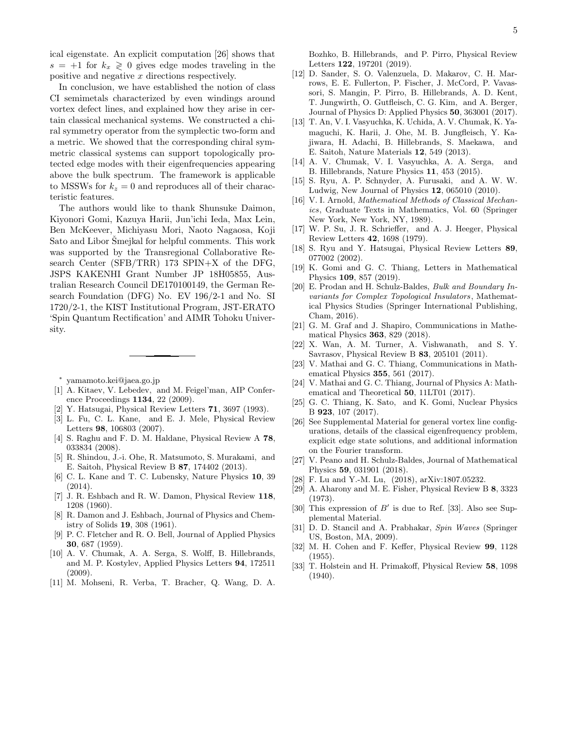ical eigenstate. An explicit computation [26] shows that $s = +1$ for $k_x \gtrless 0$ gives edge modes traveling in the positive and negative $x$ directions respectively.

In conclusion, we have established the notion of class CI semimetals characterized by even windings around vortex defect lines, and explained how they arise in certain classical mechanical systems. We constructed a chiral symmetry operator from the symplectic two-form and a metric. We showed that the corresponding chiral symmetric classical systems can support topologically protected edge modes with their eigenfrequencies appearing above the bulk spectrum. The framework is applicable to MSSWs for $k_z = 0$ and reproduces all of their characteristic features.

The authors would like to thank Shunsuke Daimon, Kiyonori Gomi, Kazuya Harii, Jun'ichi Ieda, Max Lein, Ben McKeever, Michiyasu Mori, Naoto Nagaosa, Koji Sato and Libor Šmejkal for helpful comments. This work was supported by the Transregional Collaborative Research Center (SFB/TRR) 173 SPIN+X of the DFG, JSPS KAKENHI Grant Number JP 18H05855, Australian Research Council DE170100149, the German Research Foundation (DFG) No. EV 196/2-1 and No. SI 1720/2-1, the KIST Institutional Program, JST-ERATO 'Spin Quantum Rectification' and AIMR Tohoku University.

---

\* yamamoto.kei@jaea.go.jp

[1] A. Kitaev, V. Lebedev, and M. Feigel'man, AIP Conference Proceedings **1134**, 22 (2009).

[2] Y. Hatsugai, Physical Review Letters **71**, 3697 (1993).

[3] L. Fu, C. L. Kane, and E. J. Mele, Physical Review Letters **98**, 106803 (2007).

[4] S. Raghu and F. D. M. Haldane, Physical Review A **78**, 033834 (2008).

[5] R. Shindou, J.-i. Ohe, R. Matsumoto, S. Murakami, and E. Saitoh, Physical Review B **87**, 174402 (2013).

[6] C. L. Kane and T. C. Lubensky, Nature Physics **10**, 39 (2014).

[7] J. R. Eshbach and R. W. Damon, Physical Review **118**, 1208 (1960).

[8] R. Damon and J. Eshbach, Journal of Physics and Chemistry of Solids **19**, 308 (1961).

[9] P. C. Fletcher and R. O. Bell, Journal of Applied Physics **30**, 687 (1959).

[10] A. V. Chumak, A. A. Serga, S. Wolff, B. Hillebrands, and M. P. Kostylev, Applied Physics Letters **94**, 172511 (2009).

[11] M. Mohseni, R. Verba, T. Bracher, Q. Wang, D. A. Bozhko, B. Hillebrands, and P. Pirro, Physical Review Letters **122**, 197201 (2019).

[12] D. Sander, S. O. Valenzuela, D. Makarov, C. H. Marrows, E. E. Fullerton, P. Fischer, J. McCord, P. Vavassori, S. Mangin, P. Pirro, B. Hillebrands, A. D. Kent, T. Jungwirth, O. Gutfleisch, C. G. Kim, and A. Berger, Journal of Physics D: Applied Physics **50**, 363001 (2017).

[13] T. An, V. I. Vasyuchka, K. Uchida, A. V. Chumak, K. Yamaguchi, K. Harii, J. Ohe, M. B. Jungfleisch, Y. Kajiwara, H. Adachi, B. Hillebrands, S. Maekawa, and E. Saitoh, Nature Materials **12**, 549 (2013).

[14] A. V. Chumak, V. I. Vasyuchka, A. A. Serga, and B. Hillebrands, Nature Physics **11**, 453 (2015).

[15] S. Ryu, A. P. Schnyder, A. Furusaki, and A. W. W. Ludwig, New Journal of Physics **12**, 065010 (2010).

[16] V. I. Arnold, *Mathematical Methods of Classical Mechanics*, Graduate Texts in Mathematics, Vol. 60 (Springer New York, New York, NY, 1989).

[17] W. P. Su, J. R. Schrieffer, and A. J. Heeger, Physical Review Letters **42**, 1698 (1979).

[18] S. Ryu and Y. Hatsugai, Physical Review Letters **89**, 077002 (2002).

[19] K. Gomi and G. C. Thiang, Letters in Mathematical Physics **109**, 857 (2019).

[20] E. Prodan and H. Schulz-Baldes, *Bulk and Boundary Invariants for Complex Topological Insulators*, Mathematical Physics Studies (Springer International Publishing, Cham, 2016).

[21] G. M. Graf and J. Shapiro, Communications in Mathematical Physics **363**, 829 (2018).

[22] X. Wan, A. M. Turner, A. Vishwanath, and S. Y. Savrasov, Physical Review B **83**, 205101 (2011).

[23] V. Mathai and G. C. Thiang, Communications in Mathematical Physics **355**, 561 (2017).

[24] V. Mathai and G. C. Thiang, Journal of Physics A: Mathematical and Theoretical **50**, 11LT01 (2017).

[25] G. C. Thiang, K. Sato, and K. Gomi, Nuclear Physics B **923**, 107 (2017).

[26] See Supplemental Material for general vortex line configurations, details of the classical eigenfrequency problem, explicit edge state solutions, and additional information on the Fourier transform.

[27] V. Peano and H. Schulz-Baldes, Journal of Mathematical Physics **59**, 031901 (2018).

[28] F. Lu and Y.-M. Lu, (2018), arXiv:1807.05232.

[29] A. Aharony and M. E. Fisher, Physical Review B **8**, 3323 (1973).

[30] This expression of $B'$ is due to Ref. [33]. Also see Supplemental Material.

[31] D. D. Stancil and A. Prabhakar, *Spin Waves* (Springer US, Boston, MA, 2009).

[32] M. H. Cohen and F. Keffer, Physical Review **99**, 1128 (1955).

[33] T. Holstein and H. Primakoff, Physical Review **58**, 1098 (1940).